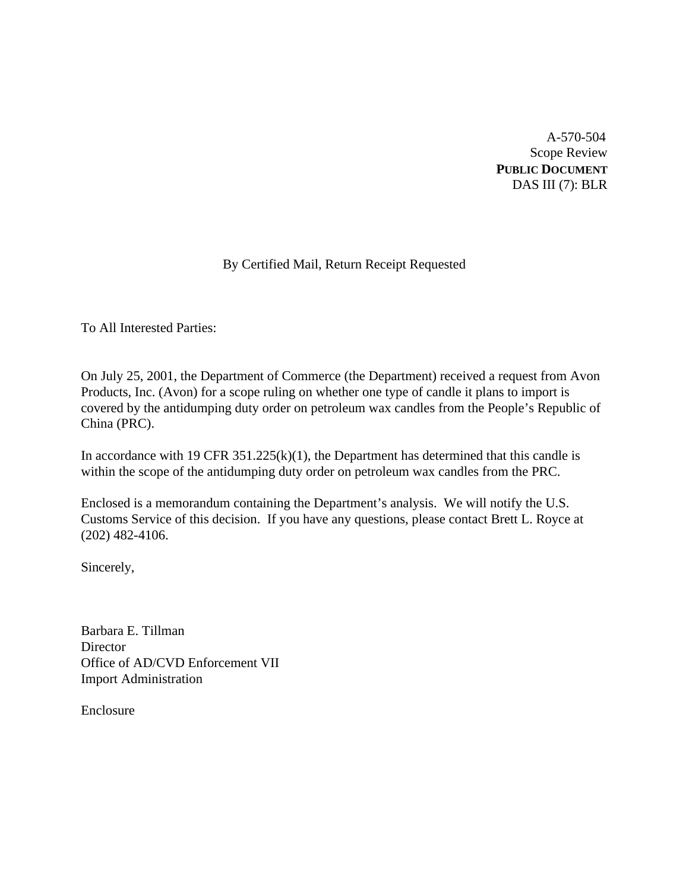A-570-504
Scope Review
**PUBLIC DOCUMENT**
DAS III (7): BLR

By Certified Mail, Return Receipt Requested

To All Interested Parties:

On July 25, 2001, the Department of Commerce (the Department) received a request from Avon Products, Inc. (Avon) for a scope ruling on whether one type of candle it plans to import is covered by the antidumping duty order on petroleum wax candles from the People's Republic of China (PRC).

In accordance with 19 CFR 351.225(k)(1), the Department has determined that this candle is within the scope of the antidumping duty order on petroleum wax candles from the PRC.

Enclosed is a memorandum containing the Department's analysis. We will notify the U.S. Customs Service of this decision. If you have any questions, please contact Brett L. Royce at (202) 482-4106.

Sincerely,

Barbara E. Tillman
Director
Office of AD/CVD Enforcement VII
Import Administration

Enclosure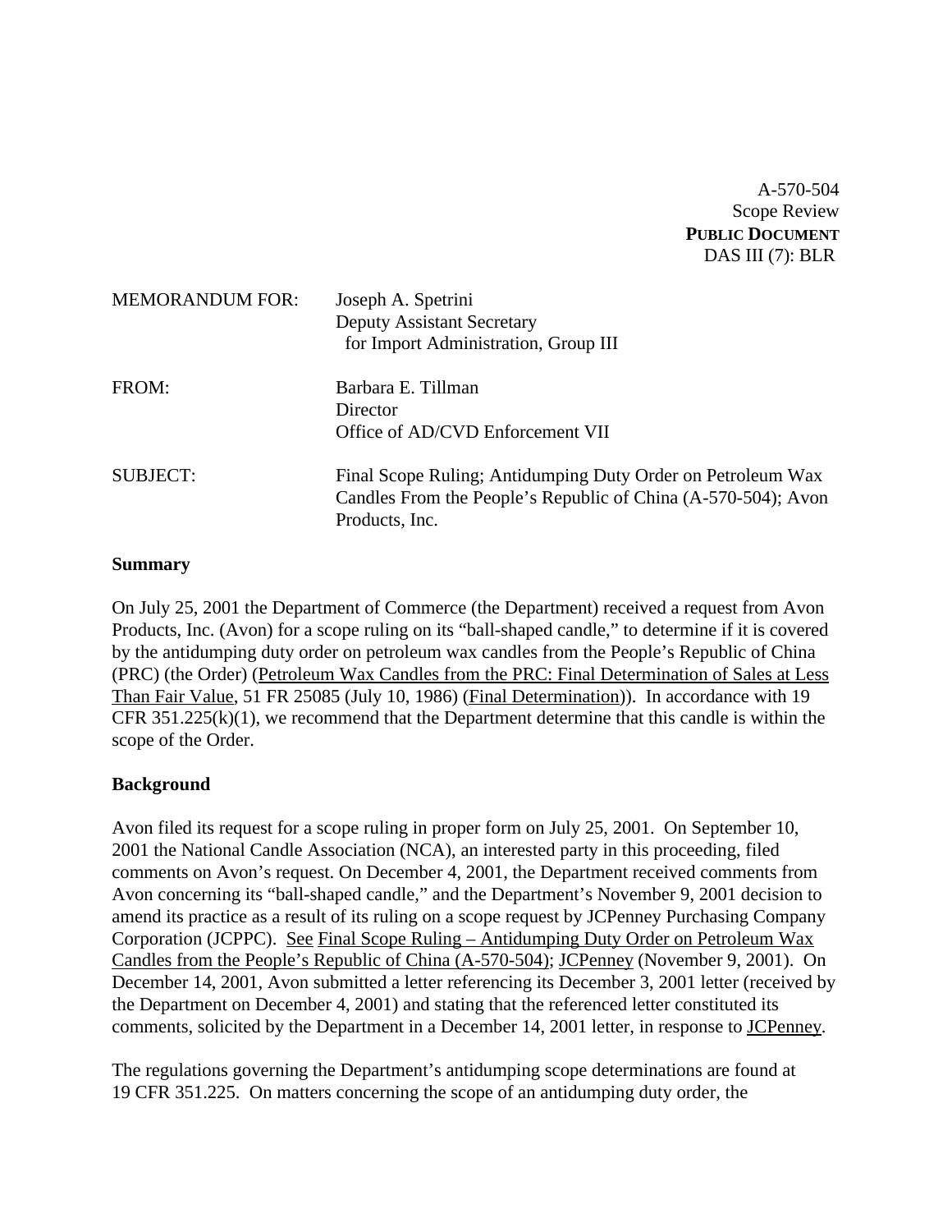A-570-504
Scope Review
**PUBLIC DOCUMENT**
DAS III (7): BLR

MEMORANDUM FOR: Joseph A. Spetrini
Deputy Assistant Secretary
for Import Administration, Group III

FROM: Barbara E. Tillman
Director
Office of AD/CVD Enforcement VII

SUBJECT: Final Scope Ruling; Antidumping Duty Order on Petroleum Wax Candles From the People's Republic of China (A-570-504); Avon Products, Inc.

**Summary**

On July 25, 2001 the Department of Commerce (the Department) received a request from Avon Products, Inc. (Avon) for a scope ruling on its "ball-shaped candle," to determine if it is covered by the antidumping duty order on petroleum wax candles from the People's Republic of China (PRC) (the Order) (Petroleum Wax Candles from the PRC: Final Determination of Sales at Less Than Fair Value, 51 FR 25085 (July 10, 1986) (Final Determination)). In accordance with 19 CFR 351.225(k)(1), we recommend that the Department determine that this candle is within the scope of the Order.

**Background**

Avon filed its request for a scope ruling in proper form on July 25, 2001. On September 10, 2001 the National Candle Association (NCA), an interested party in this proceeding, filed comments on Avon's request. On December 4, 2001, the Department received comments from Avon concerning its "ball-shaped candle," and the Department's November 9, 2001 decision to amend its practice as a result of its ruling on a scope request by JCPenney Purchasing Company Corporation (JCPPC). See Final Scope Ruling – Antidumping Duty Order on Petroleum Wax Candles from the People's Republic of China (A-570-504); JCPenney (November 9, 2001). On December 14, 2001, Avon submitted a letter referencing its December 3, 2001 letter (received by the Department on December 4, 2001) and stating that the referenced letter constituted its comments, solicited by the Department in a December 14, 2001 letter, in response to JCPenney.

The regulations governing the Department's antidumping scope determinations are found at 19 CFR 351.225. On matters concerning the scope of an antidumping duty order, the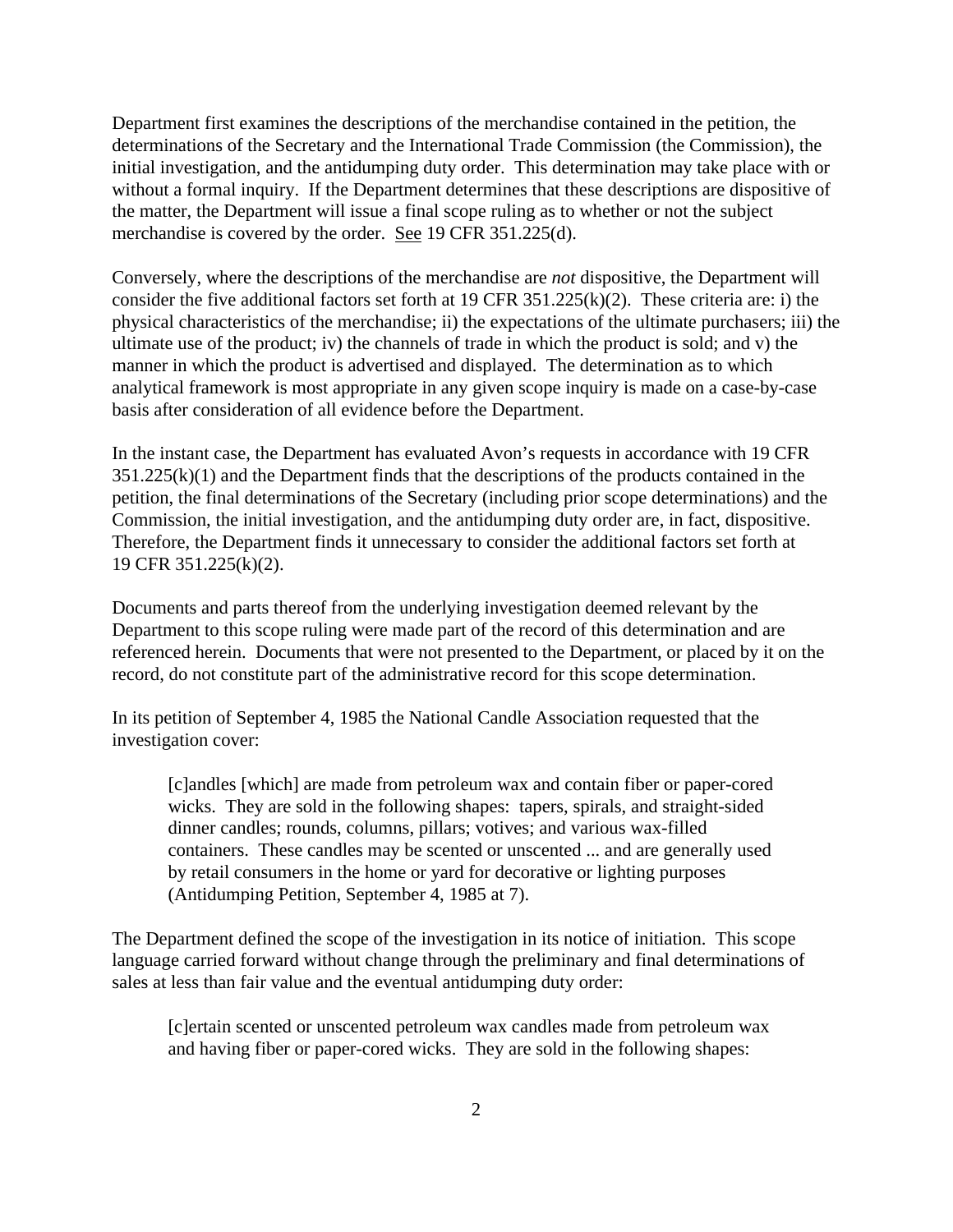Department first examines the descriptions of the merchandise contained in the petition, the determinations of the Secretary and the International Trade Commission (the Commission), the initial investigation, and the antidumping duty order. This determination may take place with or without a formal inquiry. If the Department determines that these descriptions are dispositive of the matter, the Department will issue a final scope ruling as to whether or not the subject merchandise is covered by the order. See 19 CFR 351.225(d).

Conversely, where the descriptions of the merchandise are *not* dispositive, the Department will consider the five additional factors set forth at 19 CFR 351.225(k)(2). These criteria are: i) the physical characteristics of the merchandise; ii) the expectations of the ultimate purchasers; iii) the ultimate use of the product; iv) the channels of trade in which the product is sold; and v) the manner in which the product is advertised and displayed. The determination as to which analytical framework is most appropriate in any given scope inquiry is made on a case-by-case basis after consideration of all evidence before the Department.

In the instant case, the Department has evaluated Avon's requests in accordance with 19 CFR 351.225(k)(1) and the Department finds that the descriptions of the products contained in the petition, the final determinations of the Secretary (including prior scope determinations) and the Commission, the initial investigation, and the antidumping duty order are, in fact, dispositive. Therefore, the Department finds it unnecessary to consider the additional factors set forth at 19 CFR 351.225(k)(2).

Documents and parts thereof from the underlying investigation deemed relevant by the Department to this scope ruling were made part of the record of this determination and are referenced herein. Documents that were not presented to the Department, or placed by it on the record, do not constitute part of the administrative record for this scope determination.

In its petition of September 4, 1985 the National Candle Association requested that the investigation cover:

> [c]andles [which] are made from petroleum wax and contain fiber or paper-cored wicks. They are sold in the following shapes: tapers, spirals, and straight-sided dinner candles; rounds, columns, pillars; votives; and various wax-filled containers. These candles may be scented or unscented ... and are generally used by retail consumers in the home or yard for decorative or lighting purposes (Antidumping Petition, September 4, 1985 at 7).

The Department defined the scope of the investigation in its notice of initiation. This scope language carried forward without change through the preliminary and final determinations of sales at less than fair value and the eventual antidumping duty order:

> [c]ertain scented or unscented petroleum wax candles made from petroleum wax and having fiber or paper-cored wicks. They are sold in the following shapes: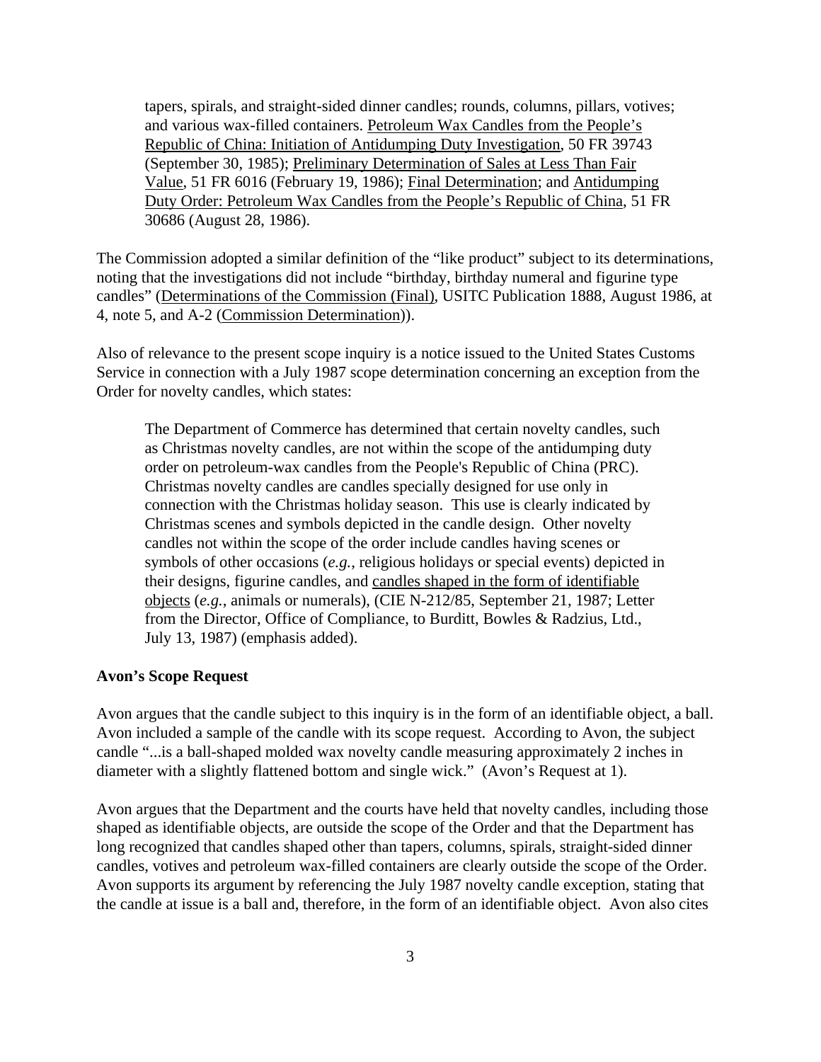> tapers, spirals, and straight-sided dinner candles; rounds, columns, pillars, votives; and various wax-filled containers. Petroleum Wax Candles from the People's Republic of China: Initiation of Antidumping Duty Investigation, 50 FR 39743 (September 30, 1985); Preliminary Determination of Sales at Less Than Fair Value, 51 FR 6016 (February 19, 1986); Final Determination; and Antidumping Duty Order: Petroleum Wax Candles from the People's Republic of China, 51 FR 30686 (August 28, 1986).

The Commission adopted a similar definition of the "like product" subject to its determinations, noting that the investigations did not include "birthday, birthday numeral and figurine type candles" (Determinations of the Commission (Final), USITC Publication 1888, August 1986, at 4, note 5, and A-2 (Commission Determination)).

Also of relevance to the present scope inquiry is a notice issued to the United States Customs Service in connection with a July 1987 scope determination concerning an exception from the Order for novelty candles, which states:

> The Department of Commerce has determined that certain novelty candles, such as Christmas novelty candles, are not within the scope of the antidumping duty order on petroleum-wax candles from the People's Republic of China (PRC). Christmas novelty candles are candles specially designed for use only in connection with the Christmas holiday season. This use is clearly indicated by Christmas scenes and symbols depicted in the candle design. Other novelty candles not within the scope of the order include candles having scenes or symbols of other occasions (*e.g.*, religious holidays or special events) depicted in their designs, figurine candles, and candles shaped in the form of identifiable objects (*e.g.*, animals or numerals), (CIE N-212/85, September 21, 1987; Letter from the Director, Office of Compliance, to Burditt, Bowles & Radzius, Ltd., July 13, 1987) (emphasis added).

**Avon's Scope Request**

Avon argues that the candle subject to this inquiry is in the form of an identifiable object, a ball. Avon included a sample of the candle with its scope request. According to Avon, the subject candle "...is a ball-shaped molded wax novelty candle measuring approximately 2 inches in diameter with a slightly flattened bottom and single wick." (Avon's Request at 1).

Avon argues that the Department and the courts have held that novelty candles, including those shaped as identifiable objects, are outside the scope of the Order and that the Department has long recognized that candles shaped other than tapers, columns, spirals, straight-sided dinner candles, votives and petroleum wax-filled containers are clearly outside the scope of the Order. Avon supports its argument by referencing the July 1987 novelty candle exception, stating that the candle at issue is a ball and, therefore, in the form of an identifiable object. Avon also cites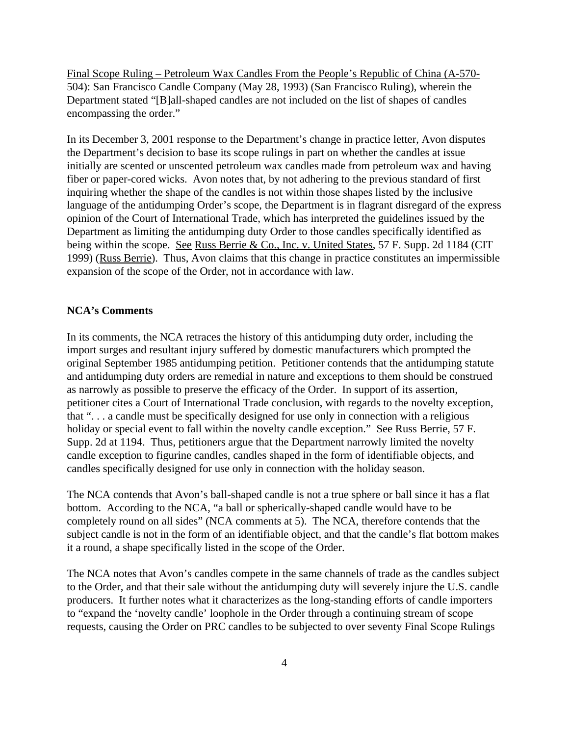Final Scope Ruling – Petroleum Wax Candles From the People's Republic of China (A-570-504): San Francisco Candle Company (May 28, 1993) (San Francisco Ruling), wherein the Department stated "[B]all-shaped candles are not included on the list of shapes of candles encompassing the order."

In its December 3, 2001 response to the Department's change in practice letter, Avon disputes the Department's decision to base its scope rulings in part on whether the candles at issue initially are scented or unscented petroleum wax candles made from petroleum wax and having fiber or paper-cored wicks. Avon notes that, by not adhering to the previous standard of first inquiring whether the shape of the candles is not within those shapes listed by the inclusive language of the antidumping Order's scope, the Department is in flagrant disregard of the express opinion of the Court of International Trade, which has interpreted the guidelines issued by the Department as limiting the antidumping duty Order to those candles specifically identified as being within the scope. See Russ Berrie & Co., Inc. v. United States, 57 F. Supp. 2d 1184 (CIT 1999) (Russ Berrie). Thus, Avon claims that this change in practice constitutes an impermissible expansion of the scope of the Order, not in accordance with law.

**NCA's Comments**

In its comments, the NCA retraces the history of this antidumping duty order, including the import surges and resultant injury suffered by domestic manufacturers which prompted the original September 1985 antidumping petition. Petitioner contends that the antidumping statute and antidumping duty orders are remedial in nature and exceptions to them should be construed as narrowly as possible to preserve the efficacy of the Order. In support of its assertion, petitioner cites a Court of International Trade conclusion, with regards to the novelty exception, that ". . . a candle must be specifically designed for use only in connection with a religious holiday or special event to fall within the novelty candle exception." See Russ Berrie, 57 F. Supp. 2d at 1194. Thus, petitioners argue that the Department narrowly limited the novelty candle exception to figurine candles, candles shaped in the form of identifiable objects, and candles specifically designed for use only in connection with the holiday season.

The NCA contends that Avon's ball-shaped candle is not a true sphere or ball since it has a flat bottom. According to the NCA, "a ball or spherically-shaped candle would have to be completely round on all sides" (NCA comments at 5). The NCA, therefore contends that the subject candle is not in the form of an identifiable object, and that the candle's flat bottom makes it a round, a shape specifically listed in the scope of the Order.

The NCA notes that Avon's candles compete in the same channels of trade as the candles subject to the Order, and that their sale without the antidumping duty will severely injure the U.S. candle producers. It further notes what it characterizes as the long-standing efforts of candle importers to "expand the 'novelty candle' loophole in the Order through a continuing stream of scope requests, causing the Order on PRC candles to be subjected to over seventy Final Scope Rulings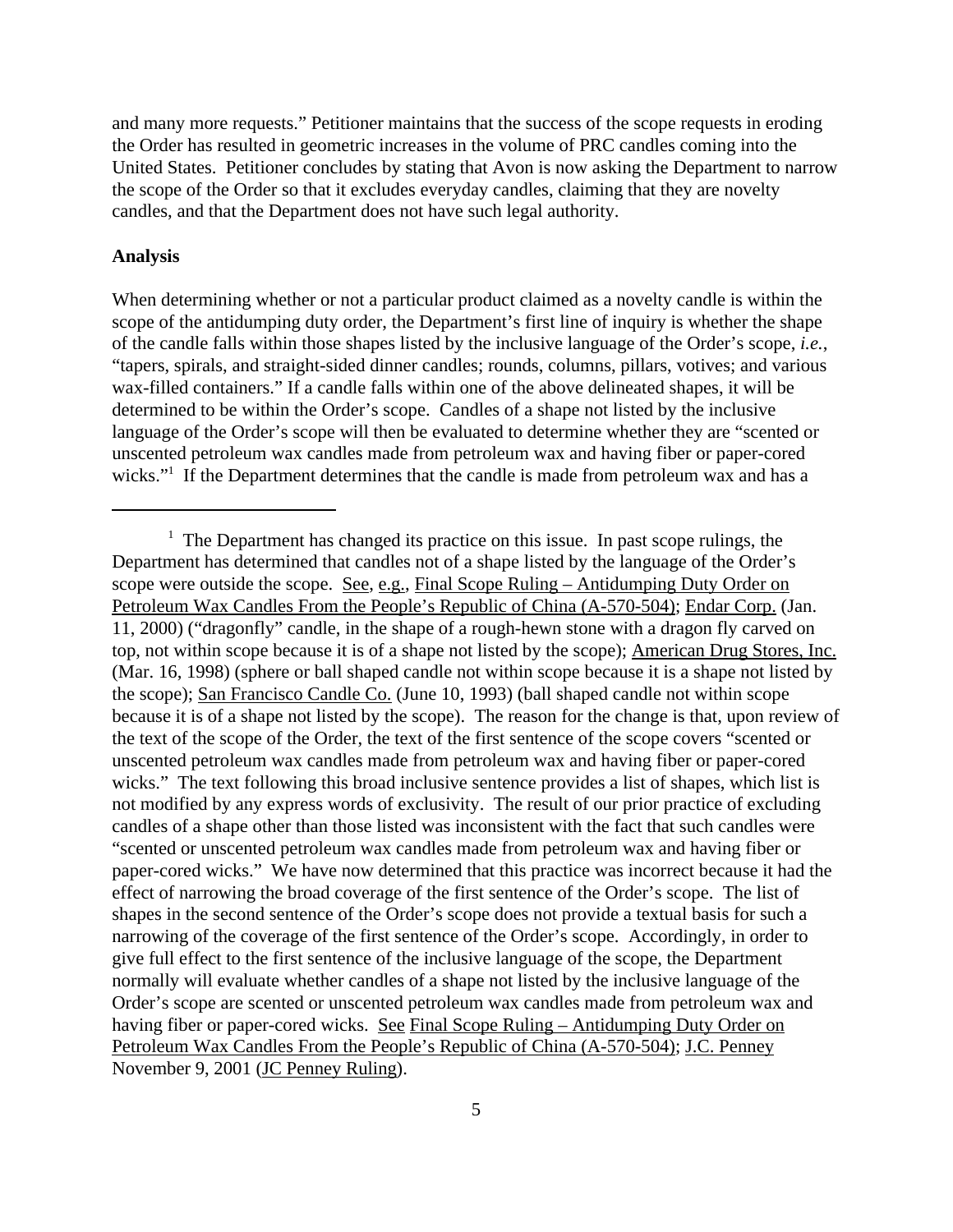and many more requests." Petitioner maintains that the success of the scope requests in eroding the Order has resulted in geometric increases in the volume of PRC candles coming into the United States. Petitioner concludes by stating that Avon is now asking the Department to narrow the scope of the Order so that it excludes everyday candles, claiming that they are novelty candles, and that the Department does not have such legal authority.

**Analysis**

When determining whether or not a particular product claimed as a novelty candle is within the scope of the antidumping duty order, the Department's first line of inquiry is whether the shape of the candle falls within those shapes listed by the inclusive language of the Order's scope, *i.e.*, "tapers, spirals, and straight-sided dinner candles; rounds, columns, pillars, votives; and various wax-filled containers." If a candle falls within one of the above delineated shapes, it will be determined to be within the Order's scope. Candles of a shape not listed by the inclusive language of the Order's scope will then be evaluated to determine whether they are "scented or unscented petroleum wax candles made from petroleum wax and having fiber or paper-cored wicks."[1] If the Department determines that the candle is made from petroleum wax and has a

---

[1] The Department has changed its practice on this issue. In past scope rulings, the Department has determined that candles not of a shape listed by the language of the Order's scope were outside the scope. See, e.g., Final Scope Ruling – Antidumping Duty Order on Petroleum Wax Candles From the People's Republic of China (A-570-504); Endar Corp. (Jan. 11, 2000) ("dragonfly" candle, in the shape of a rough-hewn stone with a dragon fly carved on top, not within scope because it is of a shape not listed by the scope); American Drug Stores, Inc. (Mar. 16, 1998) (sphere or ball shaped candle not within scope because it is a shape not listed by the scope); San Francisco Candle Co. (June 10, 1993) (ball shaped candle not within scope because it is of a shape not listed by the scope). The reason for the change is that, upon review of the text of the scope of the Order, the text of the first sentence of the scope covers "scented or unscented petroleum wax candles made from petroleum wax and having fiber or paper-cored wicks." The text following this broad inclusive sentence provides a list of shapes, which list is not modified by any express words of exclusivity. The result of our prior practice of excluding candles of a shape other than those listed was inconsistent with the fact that such candles were "scented or unscented petroleum wax candles made from petroleum wax and having fiber or paper-cored wicks." We have now determined that this practice was incorrect because it had the effect of narrowing the broad coverage of the first sentence of the Order's scope. The list of shapes in the second sentence of the Order's scope does not provide a textual basis for such a narrowing of the coverage of the first sentence of the Order's scope. Accordingly, in order to give full effect to the first sentence of the inclusive language of the scope, the Department normally will evaluate whether candles of a shape not listed by the inclusive language of the Order's scope are scented or unscented petroleum wax candles made from petroleum wax and having fiber or paper-cored wicks. See Final Scope Ruling – Antidumping Duty Order on Petroleum Wax Candles From the People's Republic of China (A-570-504); J.C. Penney November 9, 2001 (JC Penney Ruling).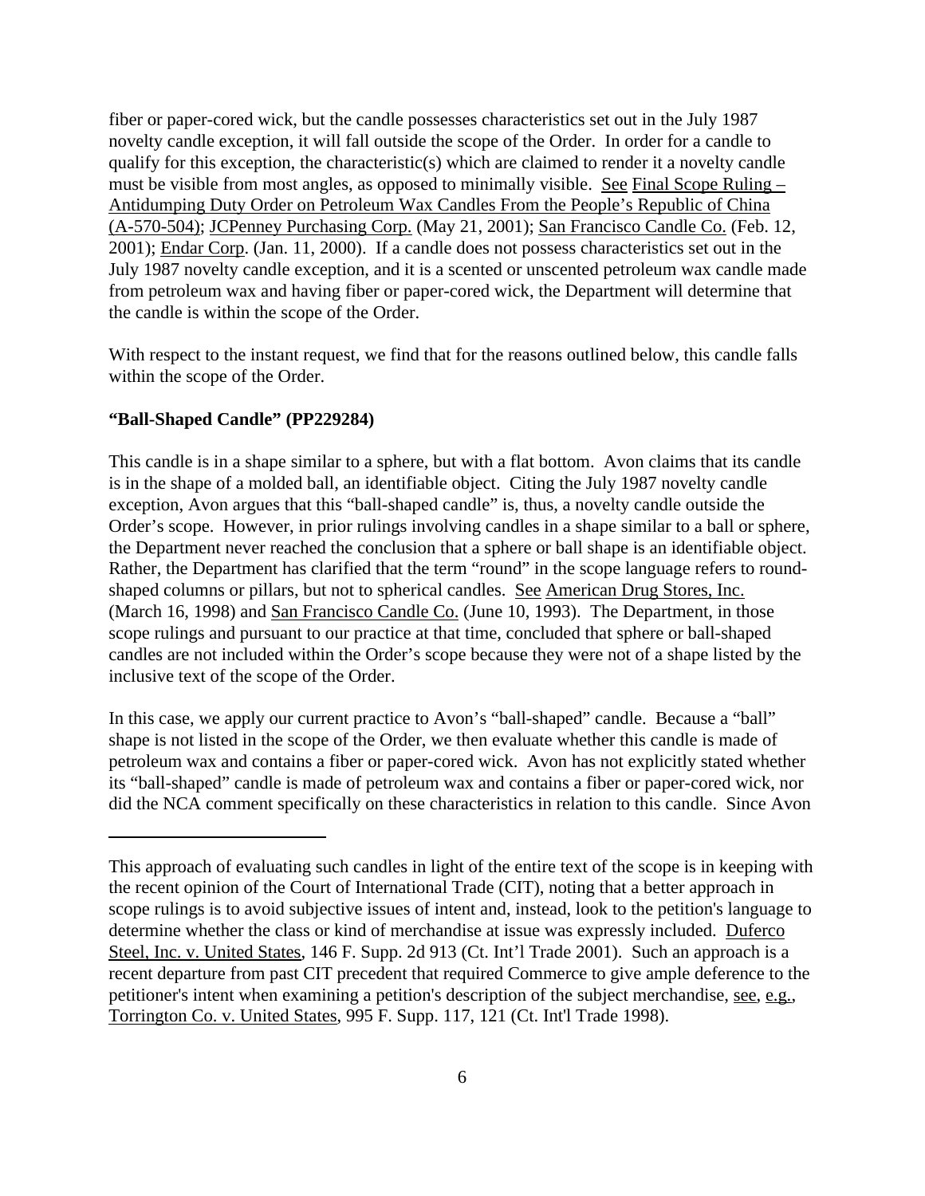fiber or paper-cored wick, but the candle possesses characteristics set out in the July 1987 novelty candle exception, it will fall outside the scope of the Order. In order for a candle to qualify for this exception, the characteristic(s) which are claimed to render it a novelty candle must be visible from most angles, as opposed to minimally visible. See Final Scope Ruling – Antidumping Duty Order on Petroleum Wax Candles From the People's Republic of China (A-570-504); JCPenney Purchasing Corp. (May 21, 2001); San Francisco Candle Co. (Feb. 12, 2001); Endar Corp. (Jan. 11, 2000). If a candle does not possess characteristics set out in the July 1987 novelty candle exception, and it is a scented or unscented petroleum wax candle made from petroleum wax and having fiber or paper-cored wick, the Department will determine that the candle is within the scope of the Order.

With respect to the instant request, we find that for the reasons outlined below, this candle falls within the scope of the Order.

**"Ball-Shaped Candle" (PP229284)**

This candle is in a shape similar to a sphere, but with a flat bottom. Avon claims that its candle is in the shape of a molded ball, an identifiable object. Citing the July 1987 novelty candle exception, Avon argues that this "ball-shaped candle" is, thus, a novelty candle outside the Order's scope. However, in prior rulings involving candles in a shape similar to a ball or sphere, the Department never reached the conclusion that a sphere or ball shape is an identifiable object. Rather, the Department has clarified that the term "round" in the scope language refers to round-shaped columns or pillars, but not to spherical candles. See American Drug Stores, Inc. (March 16, 1998) and San Francisco Candle Co. (June 10, 1993). The Department, in those scope rulings and pursuant to our practice at that time, concluded that sphere or ball-shaped candles are not included within the Order's scope because they were not of a shape listed by the inclusive text of the scope of the Order.

In this case, we apply our current practice to Avon's "ball-shaped" candle. Because a "ball" shape is not listed in the scope of the Order, we then evaluate whether this candle is made of petroleum wax and contains a fiber or paper-cored wick. Avon has not explicitly stated whether its "ball-shaped" candle is made of petroleum wax and contains a fiber or paper-cored wick, nor did the NCA comment specifically on these characteristics in relation to this candle. Since Avon

---

This approach of evaluating such candles in light of the entire text of the scope is in keeping with the recent opinion of the Court of International Trade (CIT), noting that a better approach in scope rulings is to avoid subjective issues of intent and, instead, look to the petition's language to determine whether the class or kind of merchandise at issue was expressly included. Duferco Steel, Inc. v. United States, 146 F. Supp. 2d 913 (Ct. Int'l Trade 2001). Such an approach is a recent departure from past CIT precedent that required Commerce to give ample deference to the petitioner's intent when examining a petition's description of the subject merchandise, see, e.g., Torrington Co. v. United States, 995 F. Supp. 117, 121 (Ct. Int'l Trade 1998).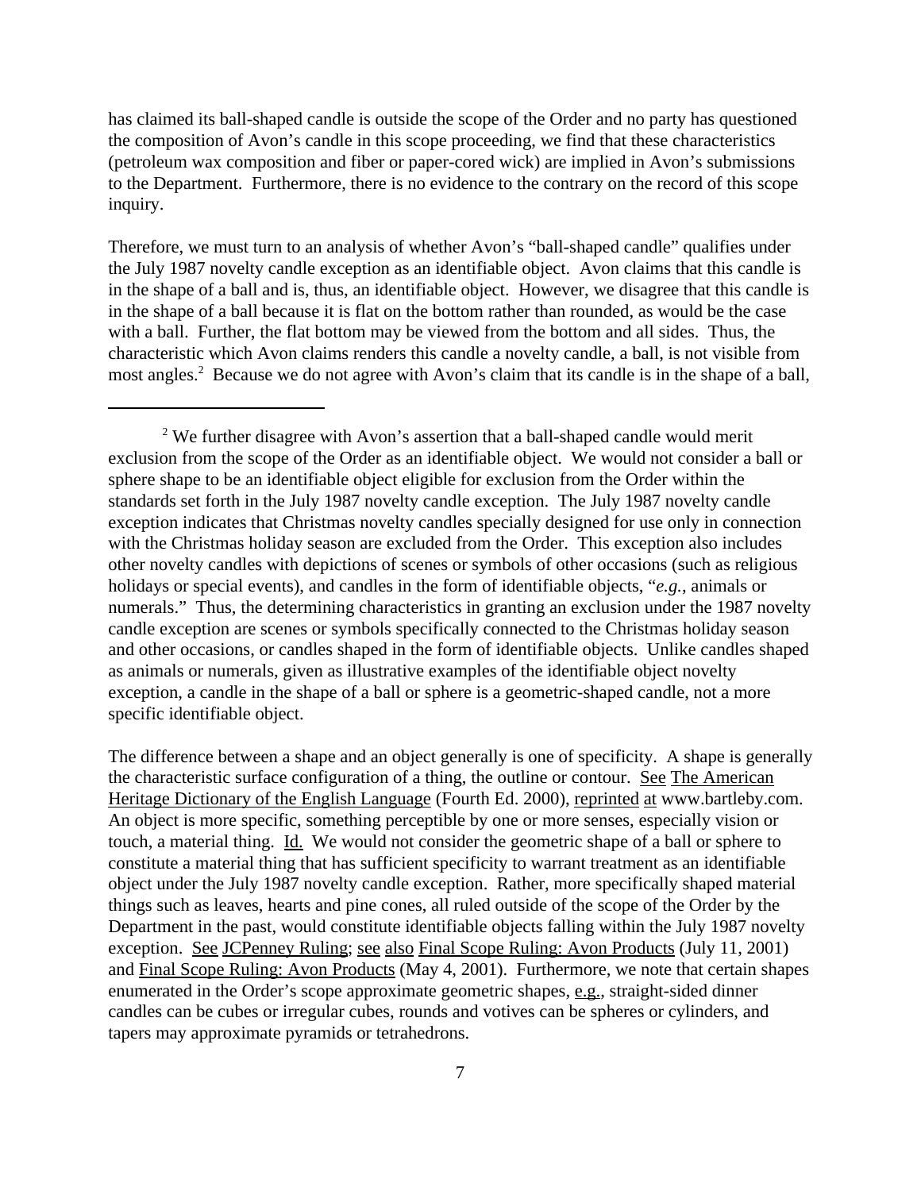has claimed its ball-shaped candle is outside the scope of the Order and no party has questioned the composition of Avon's candle in this scope proceeding, we find that these characteristics (petroleum wax composition and fiber or paper-cored wick) are implied in Avon's submissions to the Department. Furthermore, there is no evidence to the contrary on the record of this scope inquiry.

Therefore, we must turn to an analysis of whether Avon's "ball-shaped candle" qualifies under the July 1987 novelty candle exception as an identifiable object. Avon claims that this candle is in the shape of a ball and is, thus, an identifiable object. However, we disagree that this candle is in the shape of a ball because it is flat on the bottom rather than rounded, as would be the case with a ball. Further, the flat bottom may be viewed from the bottom and all sides. Thus, the characteristic which Avon claims renders this candle a novelty candle, a ball, is not visible from most angles.[2] Because we do not agree with Avon's claim that its candle is in the shape of a ball,

---

[2] We further disagree with Avon's assertion that a ball-shaped candle would merit exclusion from the scope of the Order as an identifiable object. We would not consider a ball or sphere shape to be an identifiable object eligible for exclusion from the Order within the standards set forth in the July 1987 novelty candle exception. The July 1987 novelty candle exception indicates that Christmas novelty candles specially designed for use only in connection with the Christmas holiday season are excluded from the Order. This exception also includes other novelty candles with depictions of scenes or symbols of other occasions (such as religious holidays or special events), and candles in the form of identifiable objects, "*e.g.*, animals or numerals." Thus, the determining characteristics in granting an exclusion under the 1987 novelty candle exception are scenes or symbols specifically connected to the Christmas holiday season and other occasions, or candles shaped in the form of identifiable objects. Unlike candles shaped as animals or numerals, given as illustrative examples of the identifiable object novelty exception, a candle in the shape of a ball or sphere is a geometric-shaped candle, not a more specific identifiable object.

The difference between a shape and an object generally is one of specificity. A shape is generally the characteristic surface configuration of a thing, the outline or contour. See The American Heritage Dictionary of the English Language (Fourth Ed. 2000), reprinted at www.bartleby.com. An object is more specific, something perceptible by one or more senses, especially vision or touch, a material thing. Id. We would not consider the geometric shape of a ball or sphere to constitute a material thing that has sufficient specificity to warrant treatment as an identifiable object under the July 1987 novelty candle exception. Rather, more specifically shaped material things such as leaves, hearts and pine cones, all ruled outside of the scope of the Order by the Department in the past, would constitute identifiable objects falling within the July 1987 novelty exception. See JCPenney Ruling; see also Final Scope Ruling: Avon Products (July 11, 2001) and Final Scope Ruling: Avon Products (May 4, 2001). Furthermore, we note that certain shapes enumerated in the Order's scope approximate geometric shapes, e.g., straight-sided dinner candles can be cubes or irregular cubes, rounds and votives can be spheres or cylinders, and tapers may approximate pyramids or tetrahedrons.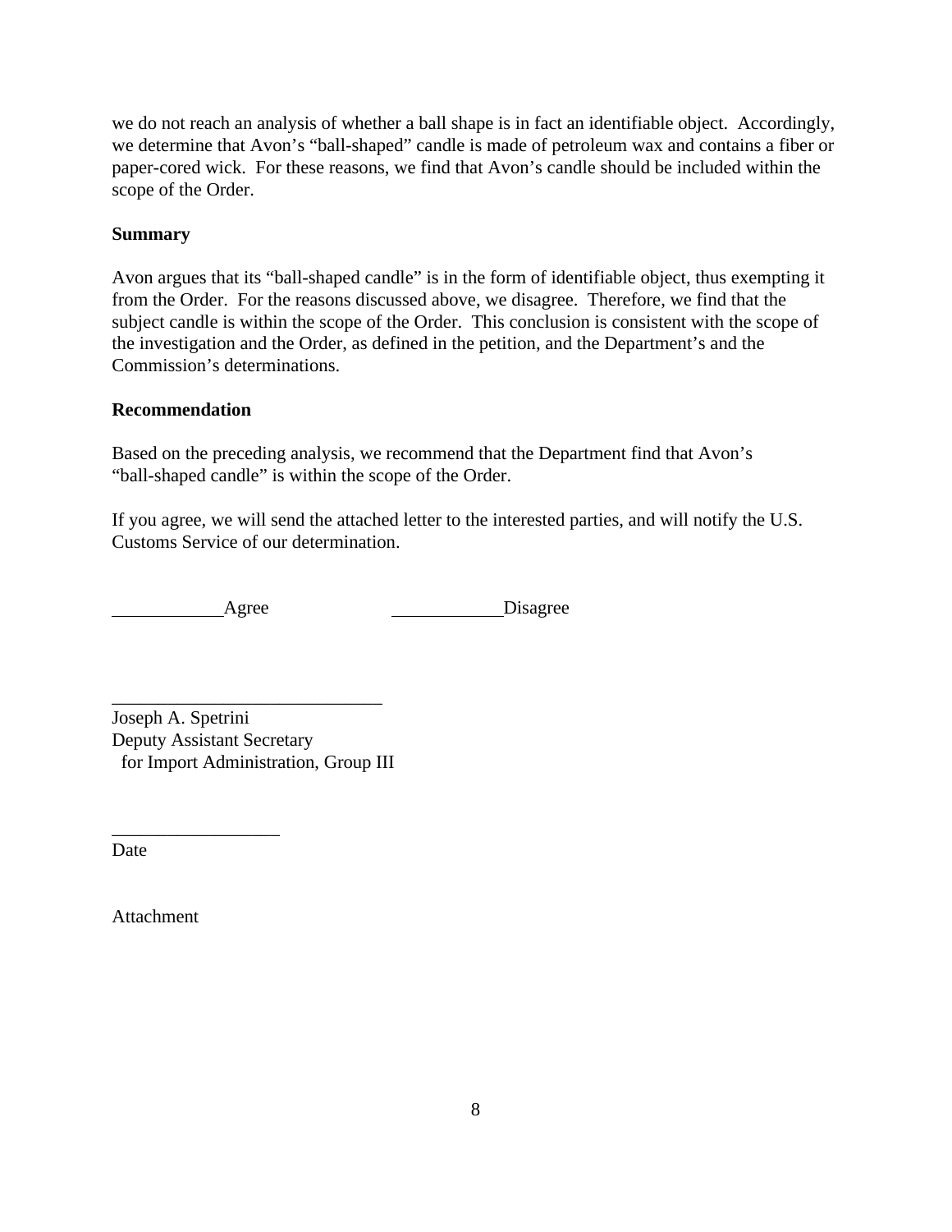we do not reach an analysis of whether a ball shape is in fact an identifiable object. Accordingly, we determine that Avon's "ball-shaped" candle is made of petroleum wax and contains a fiber or paper-cored wick. For these reasons, we find that Avon's candle should be included within the scope of the Order.

**Summary**

Avon argues that its "ball-shaped candle" is in the form of identifiable object, thus exempting it from the Order. For the reasons discussed above, we disagree. Therefore, we find that the subject candle is within the scope of the Order. This conclusion is consistent with the scope of the investigation and the Order, as defined in the petition, and the Department's and the Commission's determinations.

**Recommendation**

Based on the preceding analysis, we recommend that the Department find that Avon's "ball-shaped candle" is within the scope of the Order.

If you agree, we will send the attached letter to the interested parties, and will notify the U.S. Customs Service of our determination.

\_\_\_\_\_\_\_\_\_\_\_\_Agree \_\_\_\_\_\_\_\_\_\_\_\_Disagree

\_\_\_\_\_\_\_\_\_\_\_\_\_\_\_\_\_\_\_\_\_\_\_\_\_\_\_\_\_\_

Joseph A. Spetrini
Deputy Assistant Secretary
for Import Administration, Group III

\_\_\_\_\_\_\_\_\_\_\_\_\_\_\_\_\_\_

Date

Attachment